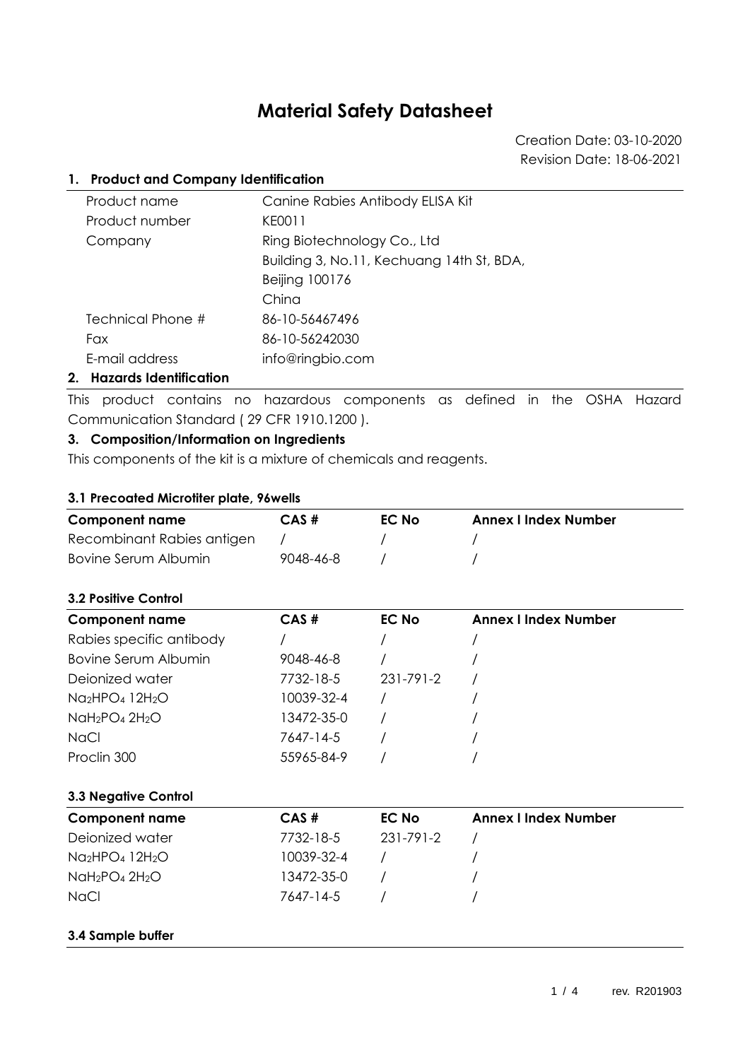# Material Safety Datasheet

Creation Date: 03-10-2020
Revision Date: 18-06-2021

## 1. Product and Company Identification

| | |
|---|---|
| Product name | Canine Rabies Antibody ELISA Kit |
| Product number | KE0011 |
| Company | Ring Biotechnology Co., Ltd<br>Building 3, No.11, Kechuang 14th St, BDA,<br>Beijing 100176<br>China |
| Technical Phone # | 86-10-56467496 |
| Fax | 86-10-56242030 |
| E-mail address | info@ringbio.com |

## 2. Hazards Identification

This product contains no hazardous components as defined in the OSHA Hazard Communication Standard ( 29 CFR 1910.1200 ).

## 3. Composition/Information on Ingredients

This components of the kit is a mixture of chemicals and reagents.

### 3.1 Precoated Microtiter plate, 96wells

| Component name | CAS # | EC No | Annex I Index Number |
|---|---|---|---|
| Recombinant Rabies antigen | / | / | / |
| Bovine Serum Albumin | 9048-46-8 | / | / |

### 3.2 Positive Control

| Component name | CAS # | EC No | Annex I Index Number |
|---|---|---|---|
| Rabies specific antibody | / | / | / |
| Bovine Serum Albumin | 9048-46-8 | / | / |
| Deionized water | 7732-18-5 | 231-791-2 | / |
| $Na_2HPO_4 \cdot 12H_2O$ | 10039-32-4 | / | / |
| $NaH_2PO_4 \cdot 2H_2O$ | 13472-35-0 | / | / |
| NaCl | 7647-14-5 | / | / |
| Proclin 300 | 55965-84-9 | / | / |

### 3.3 Negative Control

| Component name | CAS # | EC No | Annex I Index Number |
|---|---|---|---|
| Deionized water | 7732-18-5 | 231-791-2 | / |
| $Na_2HPO_4 \cdot 12H_2O$ | 10039-32-4 | / | / |
| $NaH_2PO_4 \cdot 2H_2O$ | 13472-35-0 | / | / |
| NaCl | 7647-14-5 | / | / |

### 3.4 Sample buffer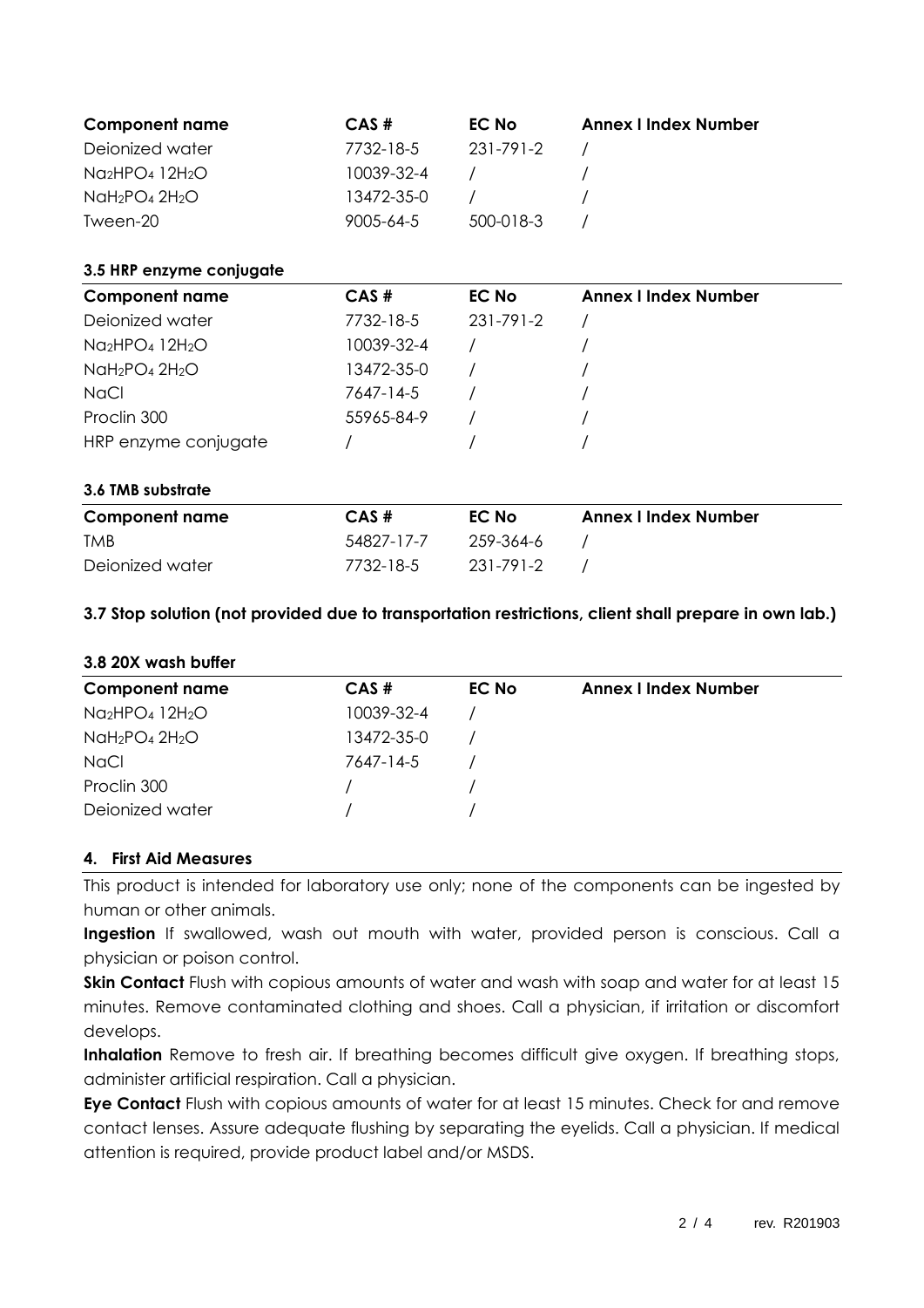| Component name | CAS # | EC No | Annex I Index Number |
| --- | --- | --- | --- |
| Deionized water | 7732-18-5 | 231-791-2 | / |
| $Na_2HPO_4$ $12H_2O$ | 10039-32-4 | / | / |
| $NaH_2PO_4$ $2H_2O$ | 13472-35-0 | / | / |
| Tween-20 | 9005-64-5 | 500-018-3 | / |

### 3.5 HRP enzyme conjugate

| Component name | CAS # | EC No | Annex I Index Number |
| --- | --- | --- | --- |
| Deionized water | 7732-18-5 | 231-791-2 | / |
| $Na_2HPO_4$ $12H_2O$ | 10039-32-4 | / | / |
| $NaH_2PO_4$ $2H_2O$ | 13472-35-0 | / | / |
| NaCl | 7647-14-5 | / | / |
| Proclin 300 | 55965-84-9 | / | / |
| HRP enzyme conjugate | / | / | / |

### 3.6 TMB substrate

| Component name | CAS # | EC No | Annex I Index Number |
| --- | --- | --- | --- |
| TMB | 54827-17-7 | 259-364-6 | / |
| Deionized water | 7732-18-5 | 231-791-2 | / |

### 3.7 Stop solution (not provided due to transportation restrictions, client shall prepare in own lab.)

### 3.8 20X wash buffer

| Component name | CAS # | EC No | Annex I Index Number |
| --- | --- | --- | --- |
| $Na_2HPO_4$ $12H_2O$ | 10039-32-4 | / | |
| $NaH_2PO_4$ $2H_2O$ | 13472-35-0 | / | |
| NaCl | 7647-14-5 | / | |
| Proclin 300 | / | / | |
| Deionized water | / | / | |

## 4. First Aid Measures

This product is intended for laboratory use only; none of the components can be ingested by human or other animals.

**Ingestion** If swallowed, wash out mouth with water, provided person is conscious. Call a physician or poison control.

**Skin Contact** Flush with copious amounts of water and wash with soap and water for at least 15 minutes. Remove contaminated clothing and shoes. Call a physician, if irritation or discomfort develops.

**Inhalation** Remove to fresh air. If breathing becomes difficult give oxygen. If breathing stops, administer artificial respiration. Call a physician.

**Eye Contact** Flush with copious amounts of water for at least 15 minutes. Check for and remove contact lenses. Assure adequate flushing by separating the eyelids. Call a physician. If medical attention is required, provide product label and/or MSDS.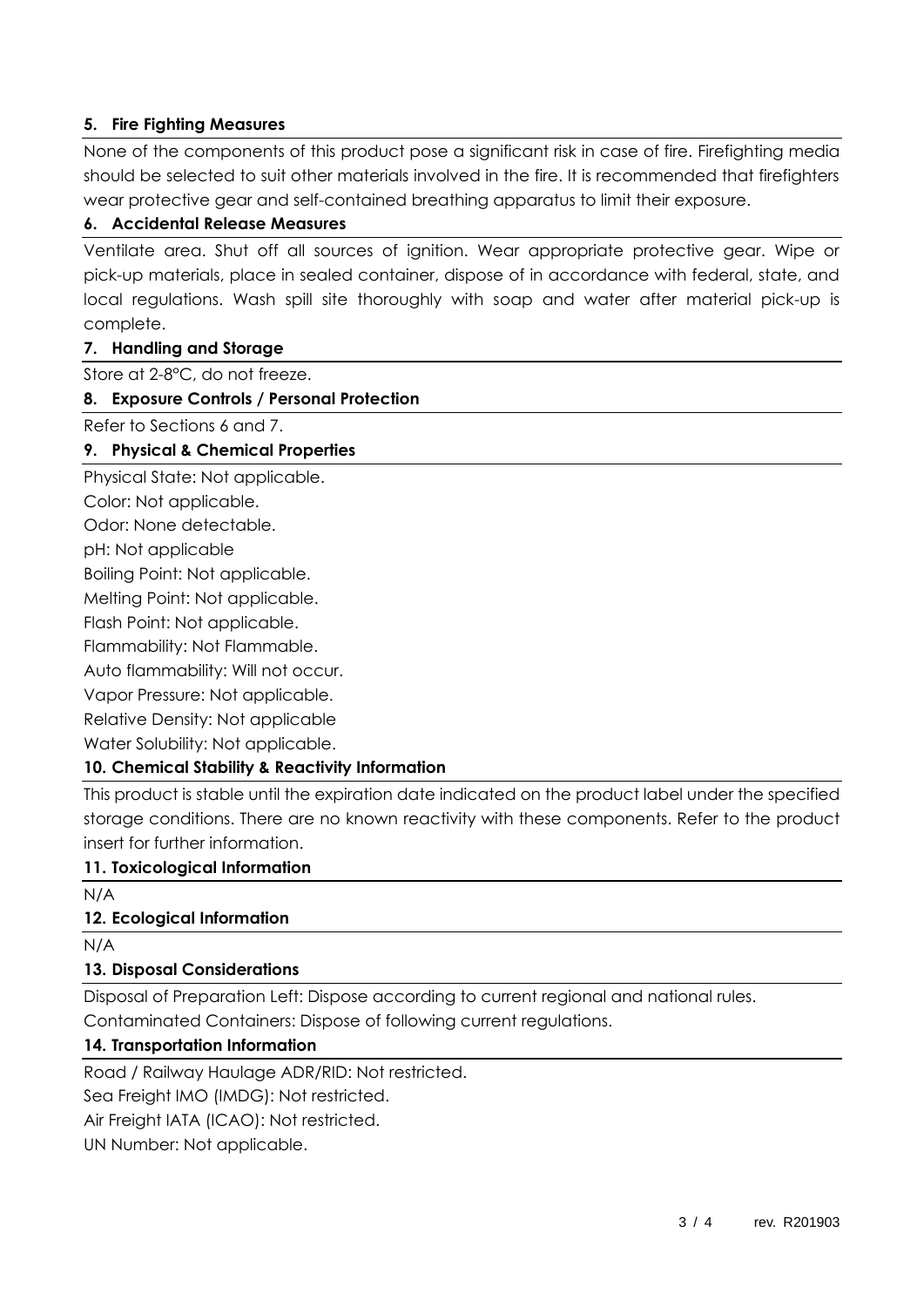## 5. Fire Fighting Measures

None of the components of this product pose a significant risk in case of fire. Firefighting media should be selected to suit other materials involved in the fire. It is recommended that firefighters wear protective gear and self-contained breathing apparatus to limit their exposure.

## 6. Accidental Release Measures

Ventilate area. Shut off all sources of ignition. Wear appropriate protective gear. Wipe or pick-up materials, place in sealed container, dispose of in accordance with federal, state, and local regulations. Wash spill site thoroughly with soap and water after material pick-up is complete.

## 7. Handling and Storage

Store at 2-8°C, do not freeze.

## 8. Exposure Controls / Personal Protection

Refer to Sections 6 and 7.

## 9. Physical & Chemical Properties

Physical State: Not applicable.
Color: Not applicable.
Odor: None detectable.
pH: Not applicable
Boiling Point: Not applicable.
Melting Point: Not applicable.
Flash Point: Not applicable.
Flammability: Not Flammable.
Auto flammability: Will not occur.
Vapor Pressure: Not applicable.
Relative Density: Not applicable
Water Solubility: Not applicable.

## 10. Chemical Stability & Reactivity Information

This product is stable until the expiration date indicated on the product label under the specified storage conditions. There are no known reactivity with these components. Refer to the product insert for further information.

## 11. Toxicological Information

N/A

## 12. Ecological Information

N/A

## 13. Disposal Considerations

Disposal of Preparation Left: Dispose according to current regional and national rules.
Contaminated Containers: Dispose of following current regulations.

## 14. Transportation Information

Road / Railway Haulage ADR/RID: Not restricted.
Sea Freight IMO (IMDG): Not restricted.
Air Freight IATA (ICAO): Not restricted.
UN Number: Not applicable.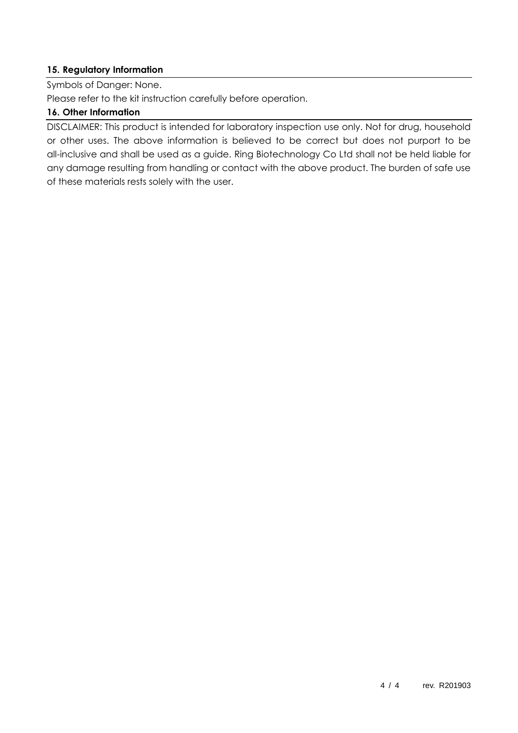## 15. Regulatory Information

Symbols of Danger: None.

Please refer to the kit instruction carefully before operation.

## 16. Other Information

DISCLAIMER: This product is intended for laboratory inspection use only. Not for drug, household or other uses. The above information is believed to be correct but does not purport to be all-inclusive and shall be used as a guide. Ring Biotechnology Co Ltd shall not be held liable for any damage resulting from handling or contact with the above product. The burden of safe use of these materials rests solely with the user.